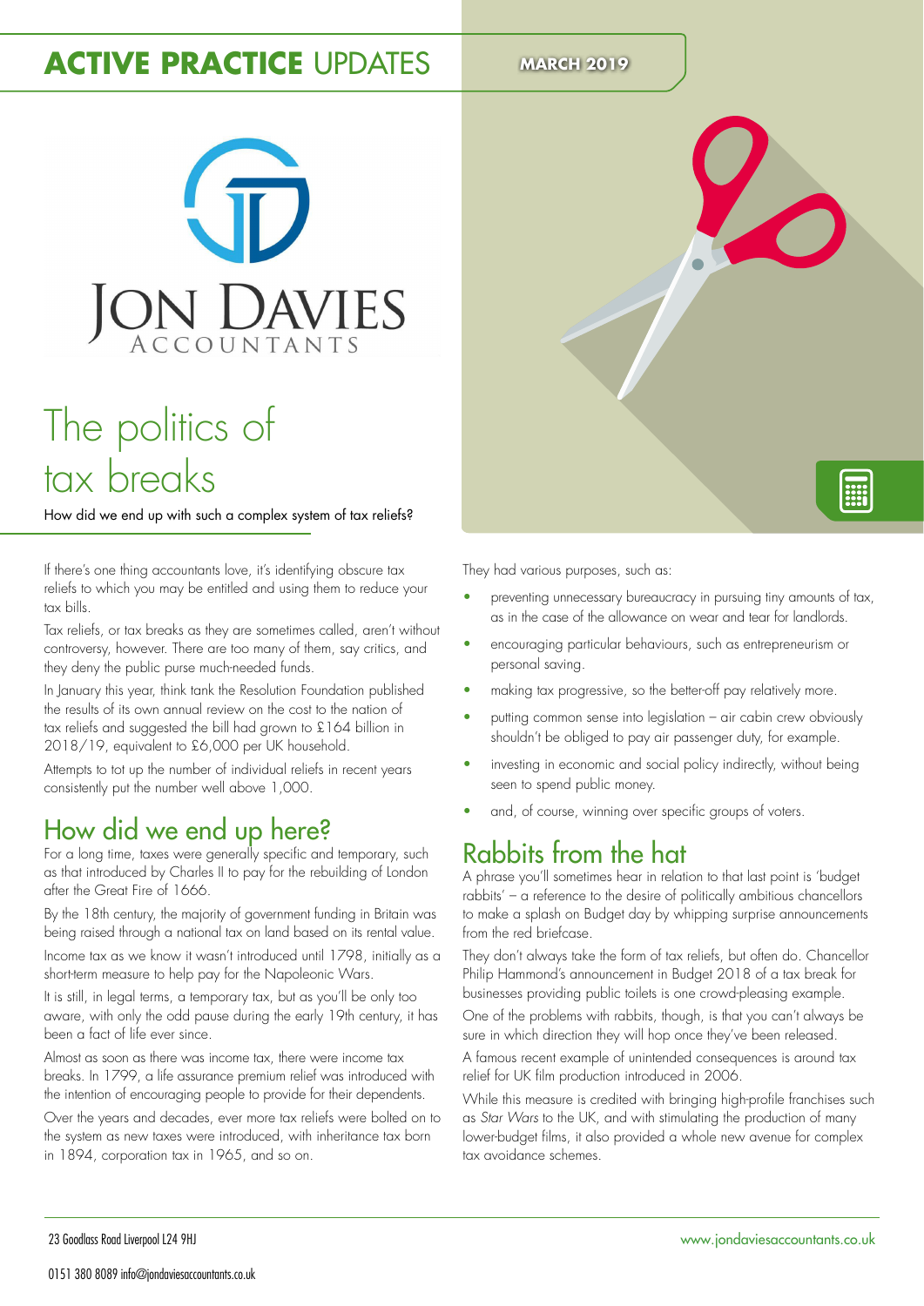# ACTIVE PRACTICE UPDATES

MARCH 2019

JON DAVIES
ACCOUNTANTS

## The politics of tax breaks

How did we end up with such a complex system of tax reliefs?

If there's one thing accountants love, it's identifying obscure tax reliefs to which you may be entitled and using them to reduce your tax bills.

Tax reliefs, or tax breaks as they are sometimes called, aren't without controversy, however. There are too many of them, say critics, and they deny the public purse much-needed funds.

In January this year, think tank the Resolution Foundation published the results of its own annual review on the cost to the nation of tax reliefs and suggested the bill had grown to £164 billion in 2018/19, equivalent to £6,000 per UK household.

Attempts to tot up the number of individual reliefs in recent years consistently put the number well above 1,000.

## How did we end up here?

For a long time, taxes were generally specific and temporary, such as that introduced by Charles II to pay for the rebuilding of London after the Great Fire of 1666.

By the 18th century, the majority of government funding in Britain was being raised through a national tax on land based on its rental value.

Income tax as we know it wasn't introduced until 1798, initially as a short-term measure to help pay for the Napoleonic Wars.

It is still, in legal terms, a temporary tax, but as you'll be only too aware, with only the odd pause during the early 19th century, it has been a fact of life ever since.

Almost as soon as there was income tax, there were income tax breaks. In 1799, a life assurance premium relief was introduced with the intention of encouraging people to provide for their dependents.

Over the years and decades, ever more tax reliefs were bolted on to the system as new taxes were introduced, with inheritance tax born in 1894, corporation tax in 1965, and so on.

They had various purposes, such as:

- preventing unnecessary bureaucracy in pursuing tiny amounts of tax, as in the case of the allowance on wear and tear for landlords.
- encouraging particular behaviours, such as entrepreneurism or personal saving.
- making tax progressive, so the better-off pay relatively more.
- putting common sense into legislation – air cabin crew obviously shouldn't be obliged to pay air passenger duty, for example.
- investing in economic and social policy indirectly, without being seen to spend public money.
- and, of course, winning over specific groups of voters.

## Rabbits from the hat

A phrase you'll sometimes hear in relation to that last point is 'budget rabbits' – a reference to the desire of politically ambitious chancellors to make a splash on Budget day by whipping surprise announcements from the red briefcase.

They don't always take the form of tax reliefs, but often do. Chancellor Philip Hammond's announcement in Budget 2018 of a tax break for businesses providing public toilets is one crowd-pleasing example.

One of the problems with rabbits, though, is that you can't always be sure in which direction they will hop once they've been released.

A famous recent example of unintended consequences is around tax relief for UK film production introduced in 2006.

While this measure is credited with bringing high-profile franchises such as *Star Wars* to the UK, and with stimulating the production of many lower-budget films, it also provided a whole new avenue for complex tax avoidance schemes.

23 Goodlass Road Liverpool L24 9HJ

0151 380 8089 info@jondaviesaccountants.co.uk

www.jondaviesaccountants.co.uk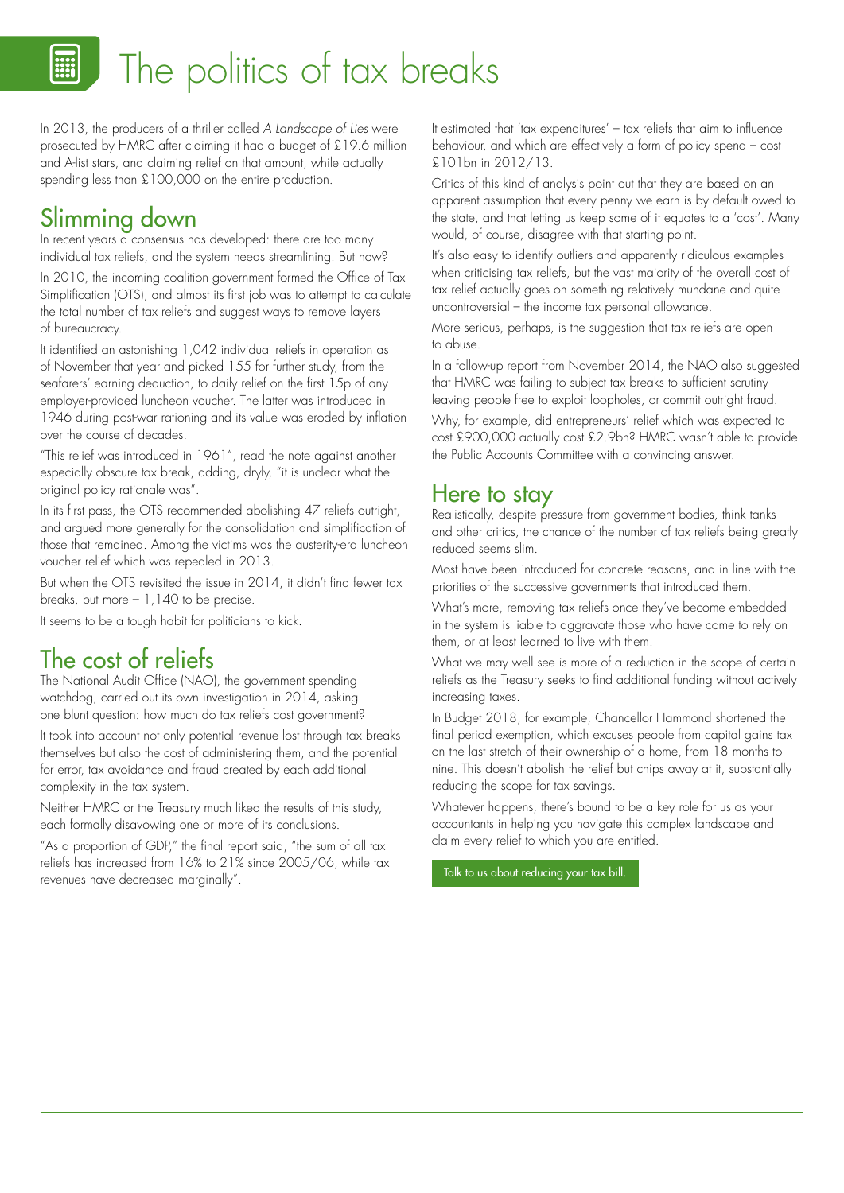# The politics of tax breaks

In 2013, the producers of a thriller called *A Landscape of Lies* were prosecuted by HMRC after claiming it had a budget of £19.6 million and A-list stars, and claiming relief on that amount, while actually spending less than £100,000 on the entire production.

## Slimming down

In recent years a consensus has developed: there are too many individual tax reliefs, and the system needs streamlining. But how?

In 2010, the incoming coalition government formed the Office of Tax Simplification (OTS), and almost its first job was to attempt to calculate the total number of tax reliefs and suggest ways to remove layers of bureaucracy.

It identified an astonishing 1,042 individual reliefs in operation as of November that year and picked 155 for further study, from the seafarers' earning deduction, to daily relief on the first 15p of any employer-provided luncheon voucher. The latter was introduced in 1946 during post-war rationing and its value was eroded by inflation over the course of decades.

"This relief was introduced in 1961", read the note against another especially obscure tax break, adding, dryly, "it is unclear what the original policy rationale was".

In its first pass, the OTS recommended abolishing 47 reliefs outright, and argued more generally for the consolidation and simplification of those that remained. Among the victims was the austerity-era luncheon voucher relief which was repealed in 2013.

But when the OTS revisited the issue in 2014, it didn't find fewer tax breaks, but more – 1,140 to be precise.

It seems to be a tough habit for politicians to kick.

## The cost of reliefs

The National Audit Office (NAO), the government spending watchdog, carried out its own investigation in 2014, asking one blunt question: how much do tax reliefs cost government?

It took into account not only potential revenue lost through tax breaks themselves but also the cost of administering them, and the potential for error, tax avoidance and fraud created by each additional complexity in the tax system.

Neither HMRC or the Treasury much liked the results of this study, each formally disavowing one or more of its conclusions.

"As a proportion of GDP," the final report said, "the sum of all tax reliefs has increased from 16% to 21% since 2005/06, while tax revenues have decreased marginally".

It estimated that 'tax expenditures' – tax reliefs that aim to influence behaviour, and which are effectively a form of policy spend – cost £101bn in 2012/13.

Critics of this kind of analysis point out that they are based on an apparent assumption that every penny we earn is by default owed to the state, and that letting us keep some of it equates to a 'cost'. Many would, of course, disagree with that starting point.

It's also easy to identify outliers and apparently ridiculous examples when criticising tax reliefs, but the vast majority of the overall cost of tax relief actually goes on something relatively mundane and quite uncontroversial – the income tax personal allowance.

More serious, perhaps, is the suggestion that tax reliefs are open to abuse.

In a follow-up report from November 2014, the NAO also suggested that HMRC was failing to subject tax breaks to sufficient scrutiny leaving people free to exploit loopholes, or commit outright fraud.

Why, for example, did entrepreneurs' relief which was expected to cost £900,000 actually cost £2.9bn? HMRC wasn't able to provide the Public Accounts Committee with a convincing answer.

## Here to stay

Realistically, despite pressure from government bodies, think tanks and other critics, the chance of the number of tax reliefs being greatly reduced seems slim.

Most have been introduced for concrete reasons, and in line with the priorities of the successive governments that introduced them.

What's more, removing tax reliefs once they've become embedded in the system is liable to aggravate those who have come to rely on them, or at least learned to live with them.

What we may well see is more of a reduction in the scope of certain reliefs as the Treasury seeks to find additional funding without actively increasing taxes.

In Budget 2018, for example, Chancellor Hammond shortened the final period exemption, which excuses people from capital gains tax on the last stretch of their ownership of a home, from 18 months to nine. This doesn't abolish the relief but chips away at it, substantially reducing the scope for tax savings.

Whatever happens, there's bound to be a key role for us as your accountants in helping you navigate this complex landscape and claim every relief to which you are entitled.

Talk to us about reducing your tax bill.